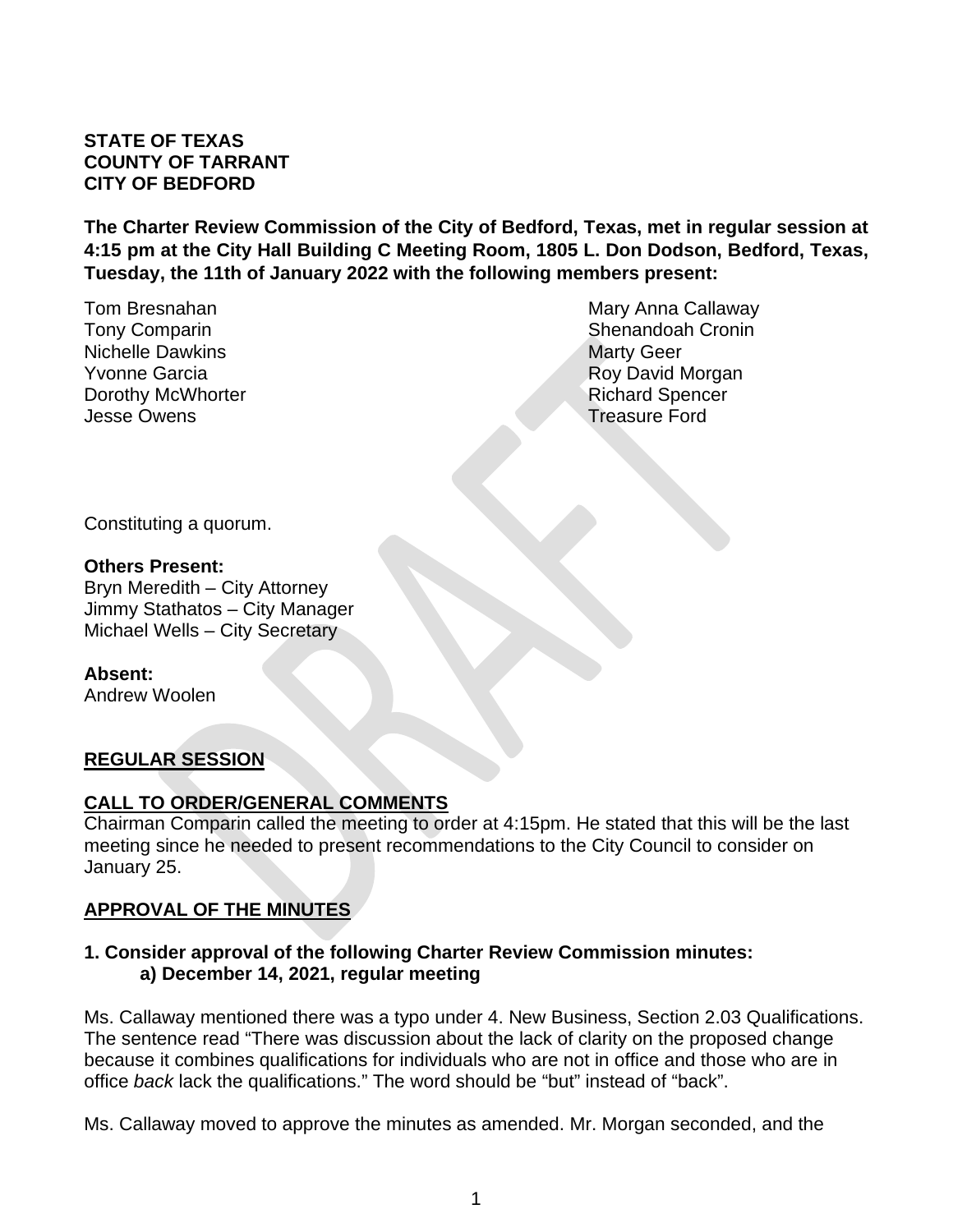**STATE OF TEXAS**
**COUNTY OF TARRANT**
**CITY OF BEDFORD**

**The Charter Review Commission of the City of Bedford, Texas, met in regular session at 4:15 pm at the City Hall Building C Meeting Room, 1805 L. Don Dodson, Bedford, Texas, Tuesday, the 11th of January 2022 with the following members present:**

Tom Bresnahan
Tony Comparin
Nichelle Dawkins
Yvonne Garcia
Dorothy McWhorter
Jesse Owens
Mary Anna Callaway
Shenandoah Cronin
Marty Geer
Roy David Morgan
Richard Spencer
Treasure Ford

Constituting a quorum.

**Others Present:**
Bryn Meredith – City Attorney
Jimmy Stathatos – City Manager
Michael Wells – City Secretary

**Absent:**
Andrew Woolen

## REGULAR SESSION

## CALL TO ORDER/GENERAL COMMENTS

Chairman Comparin called the meeting to order at 4:15pm. He stated that this will be the last meeting since he needed to present recommendations to the City Council to consider on January 25.

## APPROVAL OF THE MINUTES

### 1. Consider approval of the following Charter Review Commission minutes:
**a) December 14, 2021, regular meeting**

Ms. Callaway mentioned there was a typo under 4. New Business, Section 2.03 Qualifications. The sentence read "There was discussion about the lack of clarity on the proposed change because it combines qualifications for individuals who are not in office and those who are in office *back* lack the qualifications." The word should be "but" instead of "back".

Ms. Callaway moved to approve the minutes as amended. Mr. Morgan seconded, and the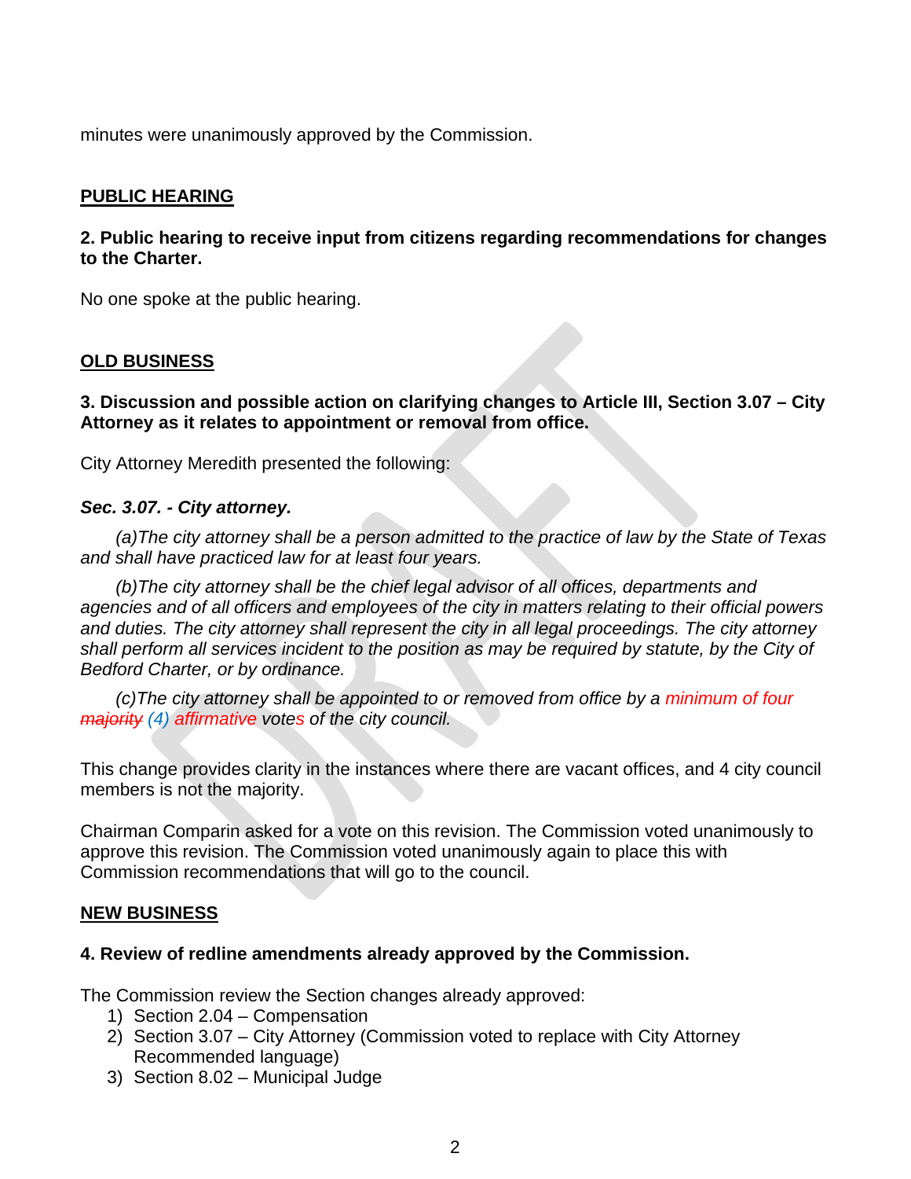minutes were unanimously approved by the Commission.

**PUBLIC HEARING**

**2. Public hearing to receive input from citizens regarding recommendations for changes to the Charter.**

No one spoke at the public hearing.

**OLD BUSINESS**

**3. Discussion and possible action on clarifying changes to Article III, Section 3.07 – City Attorney as it relates to appointment or removal from office.**

City Attorney Meredith presented the following:

***Sec. 3.07. - City attorney.***

*(a)The city attorney shall be a person admitted to the practice of law by the State of Texas and shall have practiced law for at least four years.*

*(b)The city attorney shall be the chief legal advisor of all offices, departments and agencies and of all officers and employees of the city in matters relating to their official powers and duties. The city attorney shall represent the city in all legal proceedings. The city attorney shall perform all services incident to the position as may be required by statute, by the City of Bedford Charter, or by ordinance.*

*(c)The city attorney shall be appointed to or removed from office by a minimum of four ~~majority~~ (4) affirmative votes of the city council.*

This change provides clarity in the instances where there are vacant offices, and 4 city council members is not the majority.

Chairman Comparin asked for a vote on this revision. The Commission voted unanimously to approve this revision. The Commission voted unanimously again to place this with Commission recommendations that will go to the council.

**NEW BUSINESS**

**4. Review of redline amendments already approved by the Commission.**

The Commission review the Section changes already approved:

1) Section 2.04 – Compensation
2) Section 3.07 – City Attorney (Commission voted to replace with City Attorney Recommended language)
3) Section 8.02 – Municipal Judge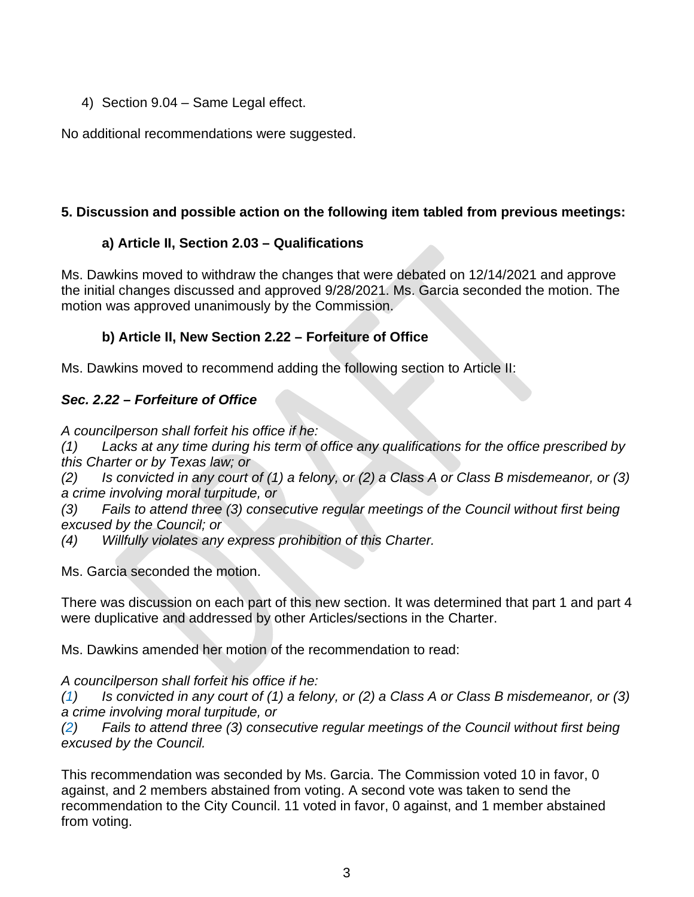4) Section 9.04 – Same Legal effect.

No additional recommendations were suggested.

**5. Discussion and possible action on the following item tabled from previous meetings:**

**a) Article II, Section 2.03 – Qualifications**

Ms. Dawkins moved to withdraw the changes that were debated on 12/14/2021 and approve the initial changes discussed and approved 9/28/2021. Ms. Garcia seconded the motion. The motion was approved unanimously by the Commission.

**b) Article II, New Section 2.22 – Forfeiture of Office**

Ms. Dawkins moved to recommend adding the following section to Article II:

***Sec. 2.22 – Forfeiture of Office***

*A councilperson shall forfeit his office if he:*
*(1) Lacks at any time during his term of office any qualifications for the office prescribed by this Charter or by Texas law; or*
*(2) Is convicted in any court of (1) a felony, or (2) a Class A or Class B misdemeanor, or (3) a crime involving moral turpitude, or*
*(3) Fails to attend three (3) consecutive regular meetings of the Council without first being excused by the Council; or*
*(4) Willfully violates any express prohibition of this Charter.*

Ms. Garcia seconded the motion.

There was discussion on each part of this new section. It was determined that part 1 and part 4 were duplicative and addressed by other Articles/sections in the Charter.

Ms. Dawkins amended her motion of the recommendation to read:

*A councilperson shall forfeit his office if he:*
*(1) Is convicted in any court of (1) a felony, or (2) a Class A or Class B misdemeanor, or (3) a crime involving moral turpitude, or*
*(2) Fails to attend three (3) consecutive regular meetings of the Council without first being excused by the Council.*

This recommendation was seconded by Ms. Garcia. The Commission voted 10 in favor, 0 against, and 2 members abstained from voting. A second vote was taken to send the recommendation to the City Council. 11 voted in favor, 0 against, and 1 member abstained from voting.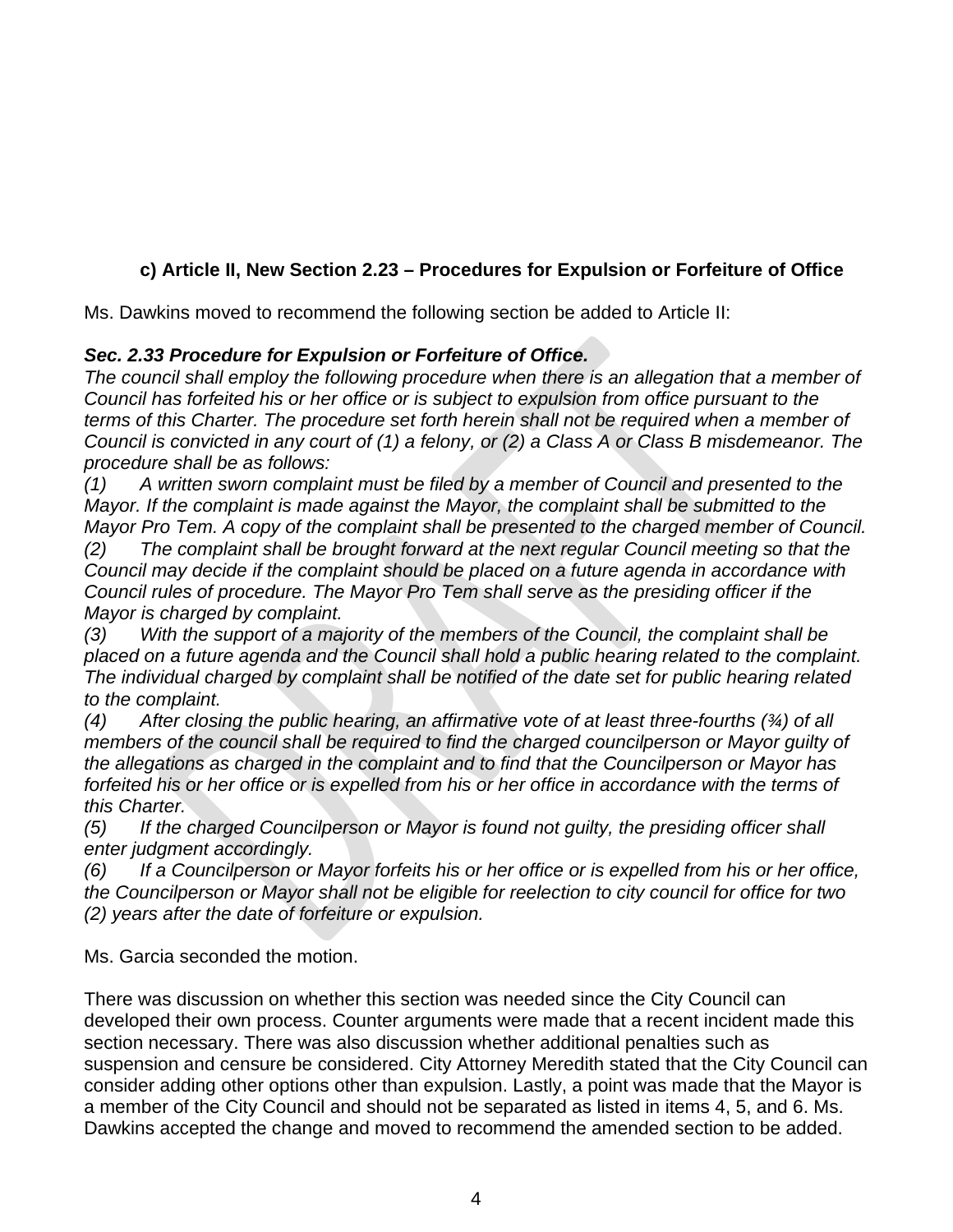### c) Article II, New Section 2.23 – Procedures for Expulsion or Forfeiture of Office

Ms. Dawkins moved to recommend the following section be added to Article II:

***Sec. 2.33 Procedure for Expulsion or Forfeiture of Office.***

*The council shall employ the following procedure when there is an allegation that a member of Council has forfeited his or her office or is subject to expulsion from office pursuant to the terms of this Charter. The procedure set forth herein shall not be required when a member of Council is convicted in any court of (1) a felony, or (2) a Class A or Class B misdemeanor. The procedure shall be as follows:*

*(1) A written sworn complaint must be filed by a member of Council and presented to the Mayor. If the complaint is made against the Mayor, the complaint shall be submitted to the Mayor Pro Tem. A copy of the complaint shall be presented to the charged member of Council.*

*(2) The complaint shall be brought forward at the next regular Council meeting so that the Council may decide if the complaint should be placed on a future agenda in accordance with Council rules of procedure. The Mayor Pro Tem shall serve as the presiding officer if the Mayor is charged by complaint.*

*(3) With the support of a majority of the members of the Council, the complaint shall be placed on a future agenda and the Council shall hold a public hearing related to the complaint. The individual charged by complaint shall be notified of the date set for public hearing related to the complaint.*

*(4) After closing the public hearing, an affirmative vote of at least three-fourths (¾) of all members of the council shall be required to find the charged councilperson or Mayor guilty of the allegations as charged in the complaint and to find that the Councilperson or Mayor has forfeited his or her office or is expelled from his or her office in accordance with the terms of this Charter.*

*(5) If the charged Councilperson or Mayor is found not guilty, the presiding officer shall enter judgment accordingly.*

*(6) If a Councilperson or Mayor forfeits his or her office or is expelled from his or her office, the Councilperson or Mayor shall not be eligible for reelection to city council for office for two (2) years after the date of forfeiture or expulsion.*

Ms. Garcia seconded the motion.

There was discussion on whether this section was needed since the City Council can developed their own process. Counter arguments were made that a recent incident made this section necessary. There was also discussion whether additional penalties such as suspension and censure be considered. City Attorney Meredith stated that the City Council can consider adding other options other than expulsion. Lastly, a point was made that the Mayor is a member of the City Council and should not be separated as listed in items 4, 5, and 6. Ms. Dawkins accepted the change and moved to recommend the amended section to be added.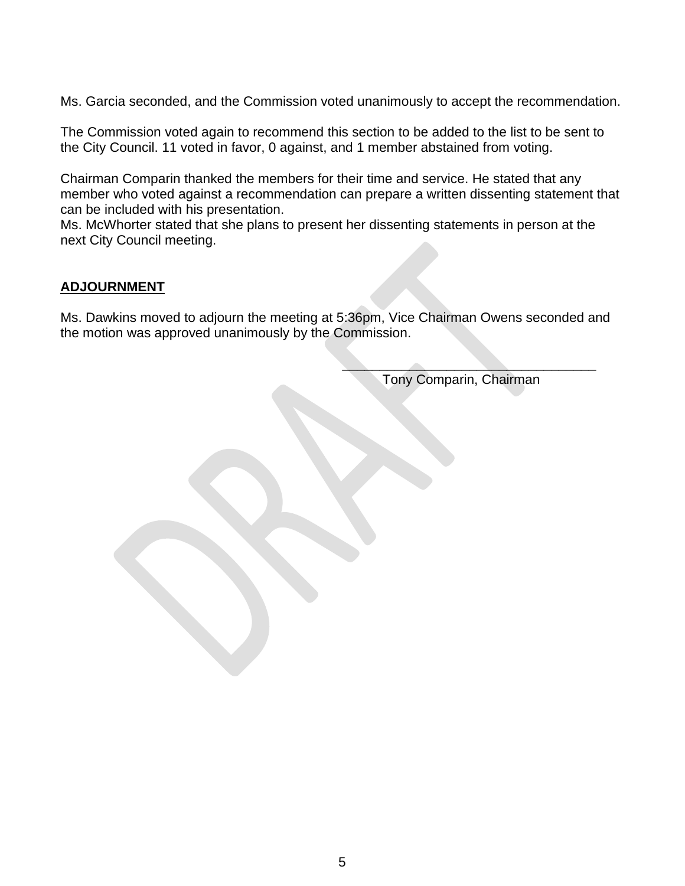Ms. Garcia seconded, and the Commission voted unanimously to accept the recommendation.

The Commission voted again to recommend this section to be added to the list to be sent to the City Council. 11 voted in favor, 0 against, and 1 member abstained from voting.

Chairman Comparin thanked the members for their time and service. He stated that any member who voted against a recommendation can prepare a written dissenting statement that can be included with his presentation.
Ms. McWhorter stated that she plans to present her dissenting statements in person at the next City Council meeting.

**ADJOURNMENT**

Ms. Dawkins moved to adjourn the meeting at 5:36pm, Vice Chairman Owens seconded and the motion was approved unanimously by the Commission.

\_\_\_\_\_\_\_\_\_\_\_\_\_\_\_\_\_\_\_\_\_\_\_\_\_\_\_\_\_\_\_\_\_\_\_
Tony Comparin, Chairman